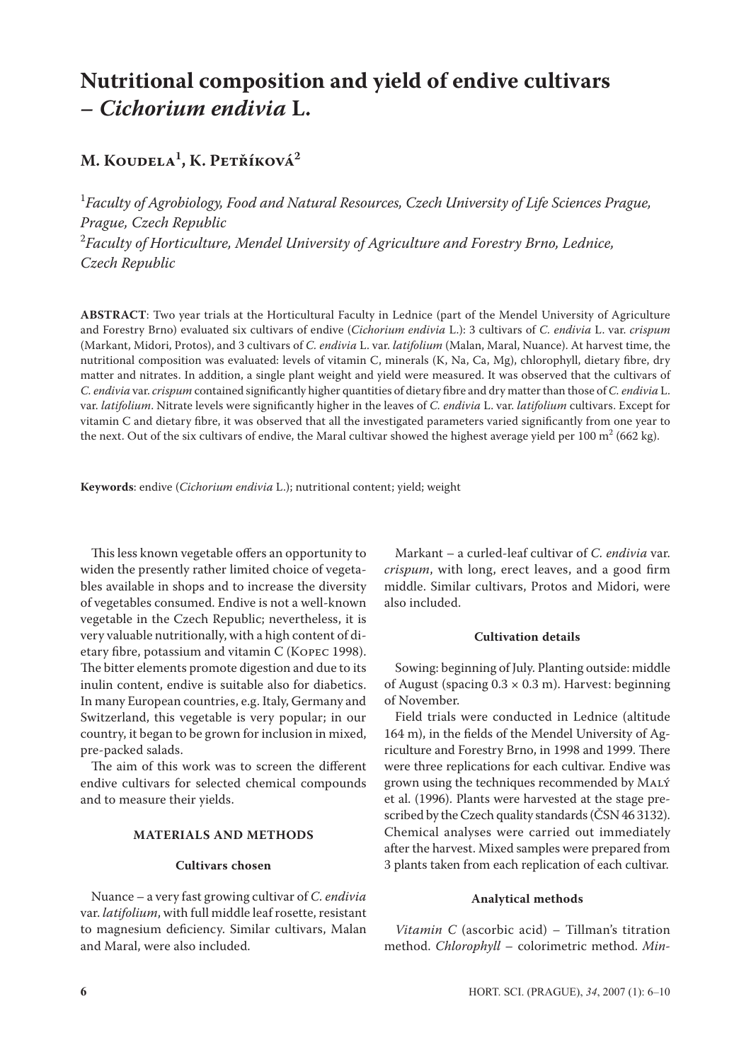# Nutritional composition and yield of endive cultivars – *Cichorium endivia* L.

## M. Koudela[1], K. Petříková[2]

[1]*Faculty of Agrobiology, Food and Natural Resources, Czech University of Life Sciences Prague, Prague, Czech Republic*

[2]*Faculty of Horticulture, Mendel University of Agriculture and Forestry Brno, Lednice, Czech Republic*

**ABSTRACT**: Two year trials at the Horticultural Faculty in Lednice (part of the Mendel University of Agriculture and Forestry Brno) evaluated six cultivars of endive (*Cichorium endivia* L.): 3 cultivars of *C. endivia* L. var. *crispum* (Markant, Midori, Protos), and 3 cultivars of *C. endivia* L. var. *latifolium* (Malan, Maral, Nuance). At harvest time, the nutritional composition was evaluated: levels of vitamin C, minerals (K, Na, Ca, Mg), chlorophyll, dietary fibre, dry matter and nitrates. In addition, a single plant weight and yield were measured. It was observed that the cultivars of *C. endivia* var. *crispum* contained significantly higher quantities of dietary fibre and dry matter than those of *C. endivia* L. var. *latifolium*. Nitrate levels were significantly higher in the leaves of *C. endivia* L. var. *latifolium* cultivars. Except for vitamin C and dietary fibre, it was observed that all the investigated parameters varied significantly from one year to the next. Out of the six cultivars of endive, the Maral cultivar showed the highest average yield per 100 m$^2$ (662 kg).

**Keywords**: endive (*Cichorium endivia* L.); nutritional content; yield; weight

This less known vegetable offers an opportunity to widen the presently rather limited choice of vegetables available in shops and to increase the diversity of vegetables consumed. Endive is not a well-known vegetable in the Czech Republic; nevertheless, it is very valuable nutritionally, with a high content of dietary fibre, potassium and vitamin C (Kopec 1998). The bitter elements promote digestion and due to its inulin content, endive is suitable also for diabetics. In many European countries, e.g. Italy, Germany and Switzerland, this vegetable is very popular; in our country, it began to be grown for inclusion in mixed, pre-packed salads.

The aim of this work was to screen the different endive cultivars for selected chemical compounds and to measure their yields.

### MATERIALS AND METHODS

#### Cultivars chosen

Nuance – a very fast growing cultivar of *C. endivia* var. *latifolium*, with full middle leaf rosette, resistant to magnesium deficiency. Similar cultivars, Malan and Maral, were also included.

Markant – a curled-leaf cultivar of *C. endivia* var. *crispum*, with long, erect leaves, and a good firm middle. Similar cultivars, Protos and Midori, were also included.

#### Cultivation details

Sowing: beginning of July. Planting outside: middle of August (spacing 0.3 × 0.3 m). Harvest: beginning of November.

Field trials were conducted in Lednice (altitude 164 m), in the fields of the Mendel University of Agriculture and Forestry Brno, in 1998 and 1999. There were three replications for each cultivar. Endive was grown using the techniques recommended by Malý et al. (1996). Plants were harvested at the stage prescribed by the Czech quality standards (ČSN 46 3132). Chemical analyses were carried out immediately after the harvest. Mixed samples were prepared from 3 plants taken from each replication of each cultivar.

#### Analytical methods

*Vitamin C* (ascorbic acid) – Tillman's titration method. *Chlorophyll* – colorimetric method. *Min-*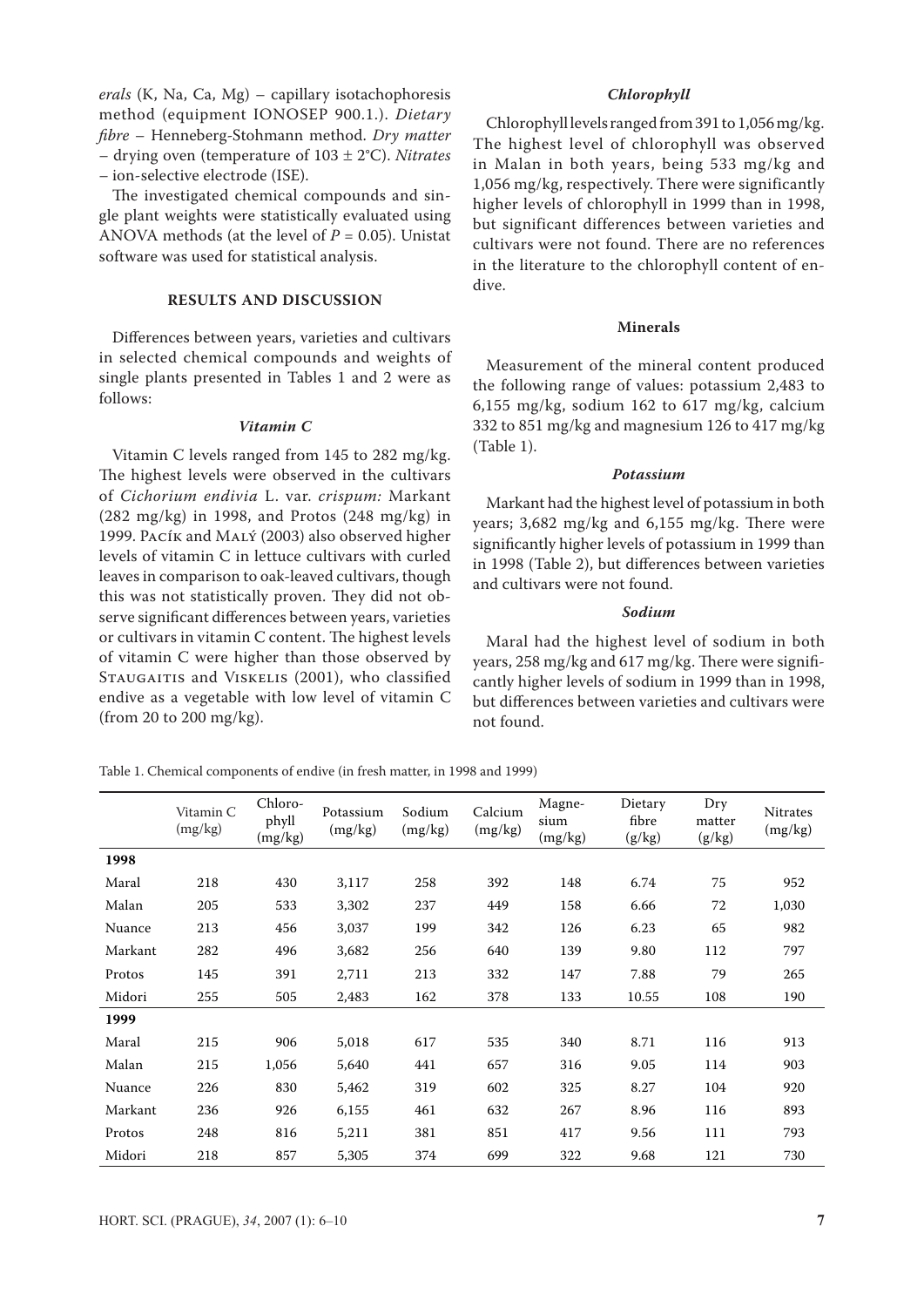*erals* (K, Na, Ca, Mg) – capillary isotachophoresis method (equipment IONOSEP 900.1.). *Dietary fibre* – Henneberg-Stohmann method. *Dry matter* – drying oven (temperature of 103 ± 2°C). *Nitrates* – ion-selective electrode (ISE).

The investigated chemical compounds and single plant weights were statistically evaluated using ANOVA methods (at the level of $P = 0.05$). Unistat software was used for statistical analysis.

## RESULTS AND DISCUSSION

Differences between years, varieties and cultivars in selected chemical compounds and weights of single plants presented in Tables 1 and 2 were as follows:

### *Vitamin C*

Vitamin C levels ranged from 145 to 282 mg/kg. The highest levels were observed in the cultivars of *Cichorium endivia* L. var. *crispum:* Markant (282 mg/kg) in 1998, and Protos (248 mg/kg) in 1999. Pacík and Malý (2003) also observed higher levels of vitamin C in lettuce cultivars with curled leaves in comparison to oak-leaved cultivars, though this was not statistically proven. They did not observe significant differences between years, varieties or cultivars in vitamin C content. The highest levels of vitamin C were higher than those observed by Staugaitis and Viskelis (2001), who classified endive as a vegetable with low level of vitamin C (from 20 to 200 mg/kg).

### *Chlorophyll*

Chlorophyll levels ranged from 391 to 1,056 mg/kg. The highest level of chlorophyll was observed in Malan in both years, being 533 mg/kg and 1,056 mg/kg, respectively. There were significantly higher levels of chlorophyll in 1999 than in 1998, but significant differences between varieties and cultivars were not found. There are no references in the literature to the chlorophyll content of endive.

### Minerals

Measurement of the mineral content produced the following range of values: potassium 2,483 to 6,155 mg/kg, sodium 162 to 617 mg/kg, calcium 332 to 851 mg/kg and magnesium 126 to 417 mg/kg (Table 1).

### *Potassium*

Markant had the highest level of potassium in both years; 3,682 mg/kg and 6,155 mg/kg. There were significantly higher levels of potassium in 1999 than in 1998 (Table 2), but differences between varieties and cultivars were not found.

### *Sodium*

Maral had the highest level of sodium in both years, 258 mg/kg and 617 mg/kg. There were significantly higher levels of sodium in 1999 than in 1998, but differences between varieties and cultivars were not found.

Table 1. Chemical components of endive (in fresh matter, in 1998 and 1999)

| | Vitamin C (mg/kg) | Chlorophyll (mg/kg) | Potassium (mg/kg) | Sodium (mg/kg) | Calcium (mg/kg) | Magnesium (mg/kg) | Dietary fibre (g/kg) | Dry matter (g/kg) | Nitrates (mg/kg) |
|---|---|---|---|---|---|---|---|---|---|
| **1998** | | | | | | | | | |
| Maral | 218 | 430 | 3,117 | 258 | 392 | 148 | 6.74 | 75 | 952 |
| Malan | 205 | 533 | 3,302 | 237 | 449 | 158 | 6.66 | 72 | 1,030 |
| Nuance | 213 | 456 | 3,037 | 199 | 342 | 126 | 6.23 | 65 | 982 |
| Markant | 282 | 496 | 3,682 | 256 | 640 | 139 | 9.80 | 112 | 797 |
| Protos | 145 | 391 | 2,711 | 213 | 332 | 147 | 7.88 | 79 | 265 |
| Midori | 255 | 505 | 2,483 | 162 | 378 | 133 | 10.55 | 108 | 190 |
| **1999** | | | | | | | | | |
| Maral | 215 | 906 | 5,018 | 617 | 535 | 340 | 8.71 | 116 | 913 |
| Malan | 215 | 1,056 | 5,640 | 441 | 657 | 316 | 9.05 | 114 | 903 |
| Nuance | 226 | 830 | 5,462 | 319 | 602 | 325 | 8.27 | 104 | 920 |
| Markant | 236 | 926 | 6,155 | 461 | 632 | 267 | 8.96 | 116 | 893 |
| Protos | 248 | 816 | 5,211 | 381 | 851 | 417 | 9.56 | 111 | 793 |
| Midori | 218 | 857 | 5,305 | 374 | 699 | 322 | 9.68 | 121 | 730 |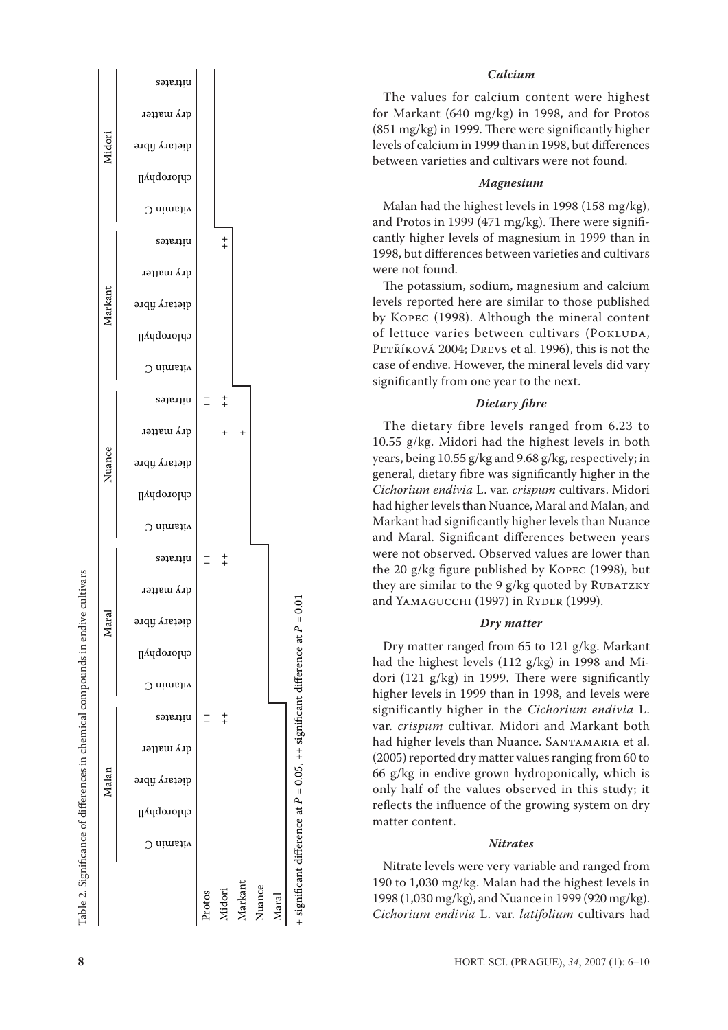Table 2. Significance of differences in chemical compounds in endive cultivars

| | Malan | | | | | Maral | | | | | Nuance | | | | | Markant | | | | | Midori | | | | |
|---|---|---|---|---|---|---|---|---|---|---|---|---|---|---|---|---|---|---|---|---|---|---|---|---|---|
| | vitamin C | chlorophyll | dietary fibre | dry matter | nitrates | vitamin C | chlorophyll | dietary fibre | dry matter | nitrates | vitamin C | chlorophyll | dietary fibre | dry matter | nitrates | vitamin C | chlorophyll | dietary fibre | dry matter | nitrates | vitamin C | chlorophyll | dietary fibre | dry matter | nitrates |
| Protos | | | | | ++ | | | | | ++ | | | | | ++ | | | | | | | | | | |
| Midori | | | | | ++ | | | | | ++ | | | | + | ++ | | | | | ++ | | | | | |
| Markant | | | | | | | | | | | | | | + | | | | | | | | | | | |
| Nuance | | | | | | | | | | | | | | | | | | | | | | | | | |
| Maral | | | | | | | | | | | | | | | | | | | | | | | | | |

+ significant difference at $P = 0.05$, ++ significant difference at $P = 0.01$

### *Calcium*

The values for calcium content were highest for Markant (640 mg/kg) in 1998, and for Protos (851 mg/kg) in 1999. There were significantly higher levels of calcium in 1999 than in 1998, but differences between varieties and cultivars were not found.

### *Magnesium*

Malan had the highest levels in 1998 (158 mg/kg), and Protos in 1999 (471 mg/kg). There were significantly higher levels of magnesium in 1999 than in 1998, but differences between varieties and cultivars were not found.

The potassium, sodium, magnesium and calcium levels reported here are similar to those published by Kopec (1998). Although the mineral content of lettuce varies between cultivars (Pokluda, Petříková 2004; Drevs et al. 1996), this is not the case of endive. However, the mineral levels did vary significantly from one year to the next.

### *Dietary fibre*

The dietary fibre levels ranged from 6.23 to 10.55 g/kg. Midori had the highest levels in both years, being 10.55 g/kg and 9.68 g/kg, respectively; in general, dietary fibre was significantly higher in the *Cichorium endivia* L. var. *crispum* cultivars. Midori had higher levels than Nuance, Maral and Malan, and Markant had significantly higher levels than Nuance and Maral. Significant differences between years were not observed. Observed values are lower than the 20 g/kg figure published by Kopec (1998), but they are similar to the 9 g/kg quoted by Rubatzky and Yamagucchi (1997) in Ryder (1999).

### *Dry matter*

Dry matter ranged from 65 to 121 g/kg. Markant had the highest levels (112 g/kg) in 1998 and Midori (121 g/kg) in 1999. There were significantly higher levels in 1999 than in 1998, and levels were significantly higher in the *Cichorium endivia* L. var. *crispum* cultivar. Midori and Markant both had higher levels than Nuance. Santamaria et al. (2005) reported dry matter values ranging from 60 to 66 g/kg in endive grown hydroponically, which is only half of the values observed in this study; it reflects the influence of the growing system on dry matter content.

### *Nitrates*

Nitrate levels were very variable and ranged from 190 to 1,030 mg/kg. Malan had the highest levels in 1998 (1,030 mg/kg), and Nuance in 1999 (920 mg/kg). *Cichorium endivia* L. var. *latifolium* cultivars had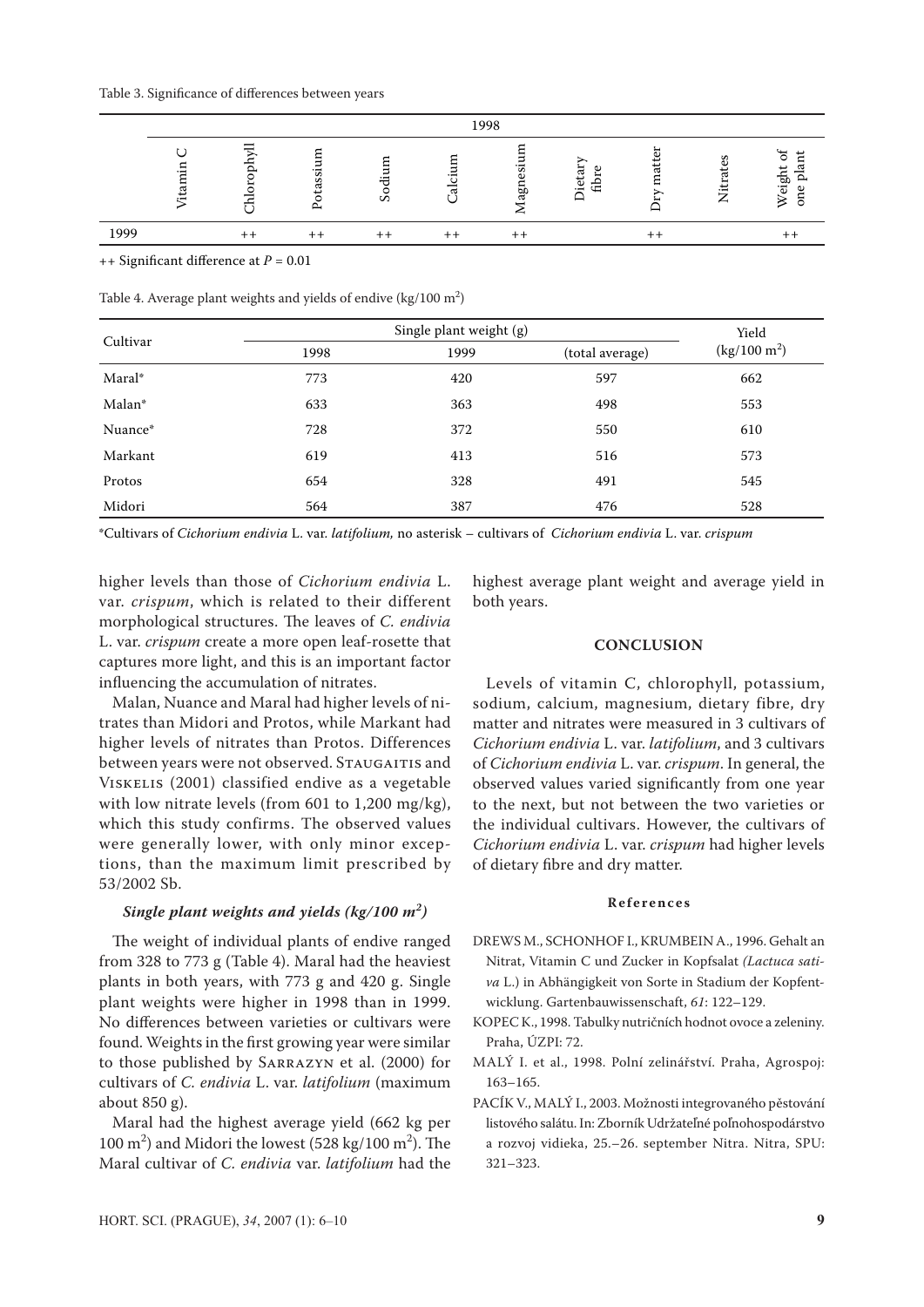Table 3. Significance of differences between years

| | 1998 | | | | | | | | | |
|---|---|---|---|---|---|---|---|---|---|---|
| | Vitamin C | Chlorophyll | Potassium | Sodium | Calcium | Magnesium | Dietary fibre | Dry matter | Nitrates | Weight of one plant |
| 1999 | | ++ | ++ | ++ | ++ | ++ | | ++ | | ++ |

++ Significant difference at $P = 0.01$

Table 4. Average plant weights and yields of endive (kg/100 m$^2$)

| Cultivar | Single plant weight (g) | | | Yield |
|---|---|---|---|---|
| | 1998 | 1999 | (total average) | (kg/100 m$^2$) |
| Maral* | 773 | 420 | 597 | 662 |
| Malan* | 633 | 363 | 498 | 553 |
| Nuance* | 728 | 372 | 550 | 610 |
| Markant | 619 | 413 | 516 | 573 |
| Protos | 654 | 328 | 491 | 545 |
| Midori | 564 | 387 | 476 | 528 |

*Cultivars of *Cichorium endivia* L. var. *latifolium,* no asterisk – cultivars of *Cichorium endivia* L. var. *crispum*

higher levels than those of *Cichorium endivia* L. var. *crispum*, which is related to their different morphological structures. The leaves of *C. endivia* L. var. *crispum* create a more open leaf-rosette that captures more light, and this is an important factor influencing the accumulation of nitrates.

Malan, Nuance and Maral had higher levels of nitrates than Midori and Protos, while Markant had higher levels of nitrates than Protos. Differences between years were not observed. Staugaitis and Viskelis (2001) classified endive as a vegetable with low nitrate levels (from 601 to 1,200 mg/kg), which this study confirms. The observed values were generally lower, with only minor exceptions, than the maximum limit prescribed by 53/2002 Sb.

### *Single plant weights and yields (kg/100 m$^2$)*

The weight of individual plants of endive ranged from 328 to 773 g (Table 4). Maral had the heaviest plants in both years, with 773 g and 420 g. Single plant weights were higher in 1998 than in 1999. No differences between varieties or cultivars were found. Weights in the first growing year were similar to those published by Sarrazyn et al. (2000) for cultivars of *C. endivia* L. var. *latifolium* (maximum about 850 g).

Maral had the highest average yield (662 kg per 100 m$^2$) and Midori the lowest (528 kg/100 m$^2$). The Maral cultivar of *C. endivia* var. *latifolium* had the highest average plant weight and average yield in both years.

## CONCLUSION

Levels of vitamin C, chlorophyll, potassium, sodium, calcium, magnesium, dietary fibre, dry matter and nitrates were measured in 3 cultivars of *Cichorium endivia* L. var. *latifolium*, and 3 cultivars of *Cichorium endivia* L. var. *crispum*. In general, the observed values varied significantly from one year to the next, but not between the two varieties or the individual cultivars. However, the cultivars of *Cichorium endivia* L. var. *crispum* had higher levels of dietary fibre and dry matter.

## References

DREWS M., SCHONHOF I., KRUMBEIN A., 1996. Gehalt an Nitrat, Vitamin C und Zucker in Kopfsalat *(Lactuca sativa* L.) in Abhängigkeit von Sorte in Stadium der Kopfentwicklung. Gartenbauwissenschaft, *61*: 122–129.

KOPEC K., 1998. Tabulky nutričních hodnot ovoce a zeleniny. Praha, ÚZPI: 72.

MALÝ I. et al., 1998. Polní zelinářství. Praha, Agrospoj: 163–165.

PACÍK V., MALÝ I., 2003. Možnosti integrovaného pěstování listového salátu. In: Zborník Udržateľné poľnohospodárstvo a rozvoj vidieka, 25.–26. september Nitra. Nitra, SPU: 321–323.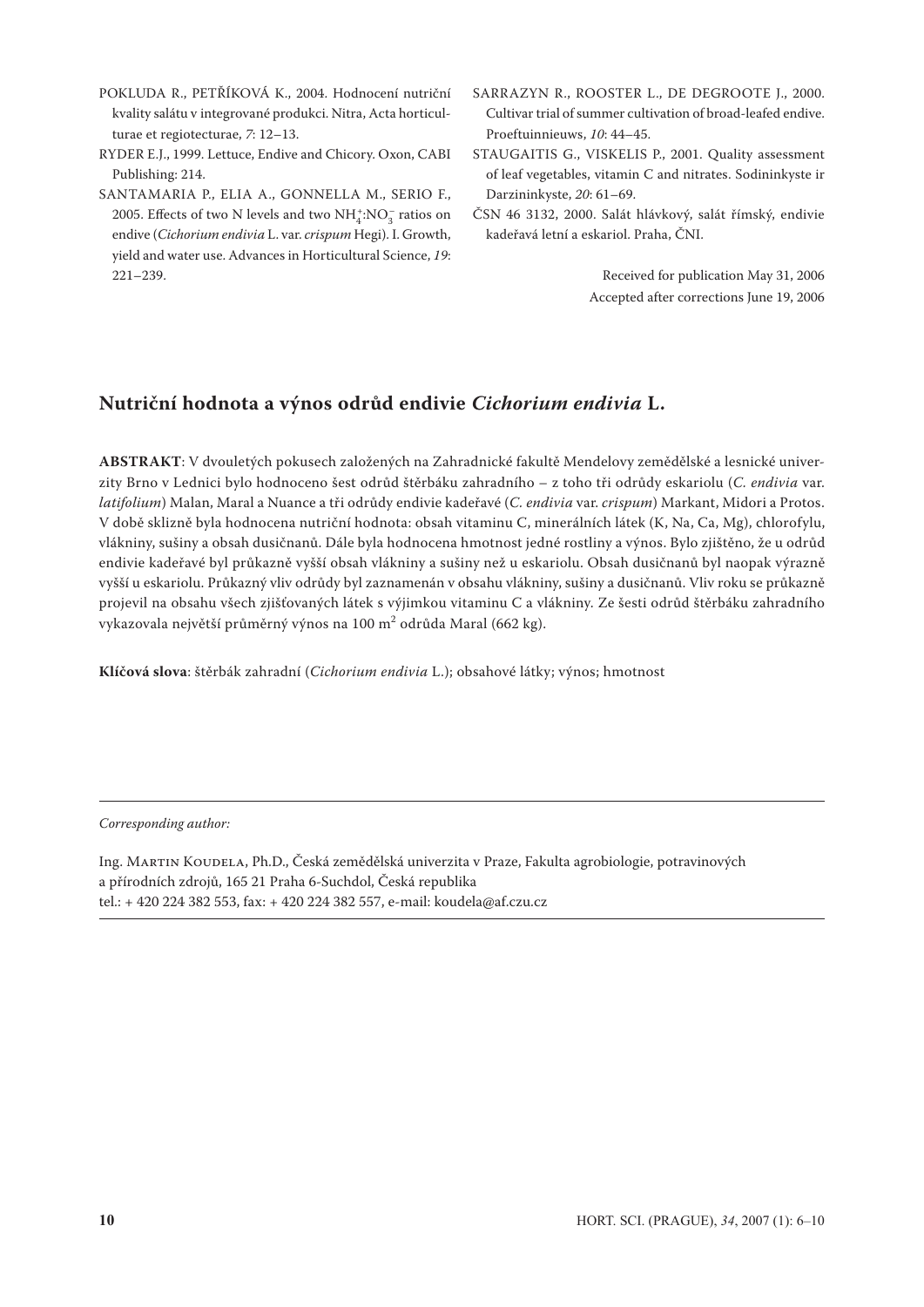POKLUDA R., PETŘÍKOVÁ K., 2004. Hodnocení nutriční kvality salátu v integrované produkci. Nitra, Acta horticulturae et regiotecturae, *7*: 12–13.

RYDER E.J., 1999. Lettuce, Endive and Chicory. Oxon, CABI Publishing: 214.

SANTAMARIA P., ELIA A., GONNELLA M., SERIO F., 2005. Effects of two N levels and two $NH_4^+$:$NO_3^-$ ratios on endive (*Cichorium endivia* L. var. *crispum* Hegi). I. Growth, yield and water use. Advances in Horticultural Science, *19*: 221–239.

SARRAZYN R., ROOSTER L., DE DEGROOTE J., 2000. Cultivar trial of summer cultivation of broad-leafed endive. Proeftuinnieuws, *10*: 44–45.

STAUGAITIS G., VISKELIS P., 2001. Quality assessment of leaf vegetables, vitamin C and nitrates. Sodininkyste ir Darzininkyste, *20*: 61–69.

ČSN 46 3132, 2000. Salát hlávkový, salát římský, endivie kadeřavá letní a eskariol. Praha, ČNI.

Received for publication May 31, 2006
Accepted after corrections June 19, 2006

## Nutriční hodnota a výnos odrůd endivie *Cichorium endivia* L.

**ABSTRAKT**: V dvouletých pokusech založených na Zahradnické fakultě Mendelovy zemědělské a lesnické univerzity Brno v Lednici bylo hodnoceno šest odrůd štěrbáku zahradního – z toho tři odrůdy eskariolu (*C. endivia* var. *latifolium*) Malan, Maral a Nuance a tři odrůdy endivie kadeřavé (*C. endivia* var. *crispum*) Markant, Midori a Protos. V době sklizně byla hodnocena nutriční hodnota: obsah vitaminu C, minerálních látek (K, Na, Ca, Mg), chlorofylu, vlákniny, sušiny a obsah dusičnanů. Dále byla hodnocena hmotnost jedné rostliny a výnos. Bylo zjištěno, že u odrůd endivie kadeřavé byl průkazně vyšší obsah vlákniny a sušiny než u eskariolu. Obsah dusičnanů byl naopak výrazně vyšší u eskariolu. Průkazný vliv odrůdy byl zaznamenán v obsahu vlákniny, sušiny a dusičnanů. Vliv roku se průkazně projevil na obsahu všech zjišťovaných látek s výjimkou vitaminu C a vlákniny. Ze šesti odrůd štěrbáku zahradního vykazovala největší průměrný výnos na 100 m$^2$ odrůda Maral (662 kg).

**Klíčová slova**: štěrbák zahradní (*Cichorium endivia* L.); obsahové látky; výnos; hmotnost

---

*Corresponding author:*

Ing. Martin Koudela, Ph.D., Česká zemědělská univerzita v Praze, Fakulta agrobiologie, potravinových a přírodních zdrojů, 165 21 Praha 6-Suchdol, Česká republika
tel.: + 420 224 382 553, fax: + 420 224 382 557, e-mail: koudela@af.czu.cz